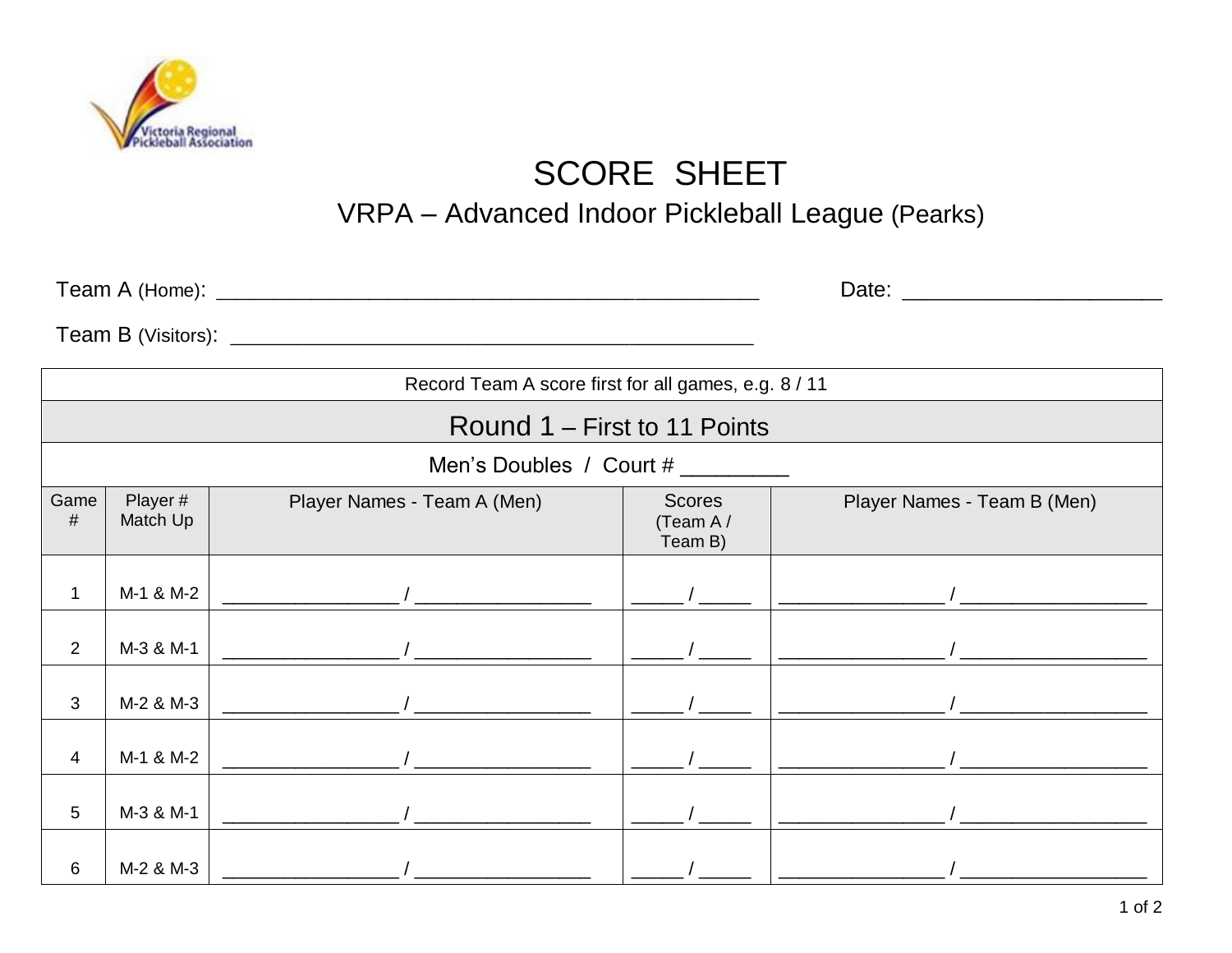Victoria Regional Pickleball Association

# SCORE SHEET

## VRPA – Advanced Indoor Pickleball League (Pearks)

Team A (Home): _______________________________________________ Date: ______________________

Team B (Visitors): ______________________________________________

Record Team A score first for all games, e.g. 8 / 11

### Round 1 – First to 11 Points

Men's Doubles / Court # _________

| Game # | Player # Match Up | Player Names - Team A (Men) | Scores (Team A / Team B) | Player Names - Team B (Men) |
|---|---|---|---|---|
| 1 | M-1 & M-2 | ________________ / ________________ | _____ / _____ | ________________ / __________________ |
| 2 | M-3 & M-1 | ________________ / ________________ | _____ / _____ | ________________ / __________________ |
| 3 | M-2 & M-3 | ________________ / ________________ | _____ / _____ | ________________ / __________________ |
| 4 | M-1 & M-2 | ________________ / ________________ | _____ / _____ | ________________ / __________________ |
| 5 | M-3 & M-1 | ________________ / ________________ | _____ / _____ | ________________ / __________________ |
| 6 | M-2 & M-3 | ________________ / ________________ | _____ / _____ | ________________ / __________________ |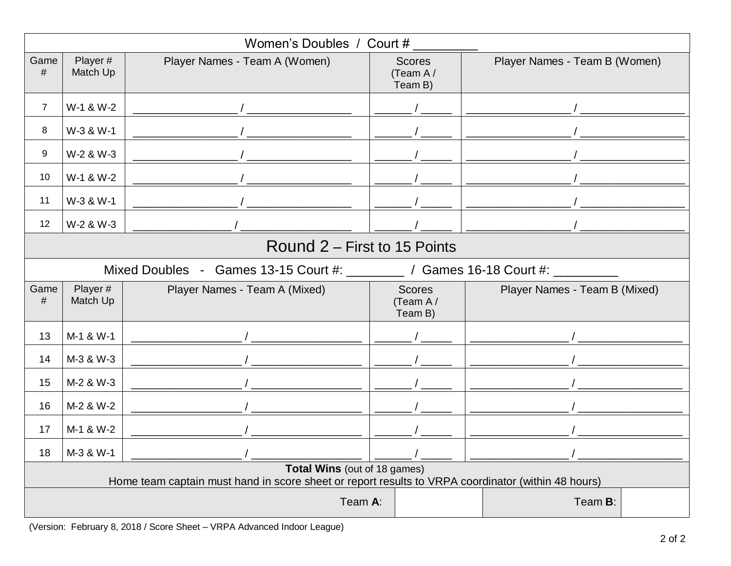| Women's Doubles / Court # _________ | | | | |
|---|---|---|---|---|
| Game # | Player # Match Up | Player Names - Team A (Women) | Scores (Team A / Team B) | Player Names - Team B (Women) |
| 7 | W-1 & W-2 | _________________ / _________________ | ______ / _____ | _________________ / _________________ |
| 8 | W-3 & W-1 | _________________ / _________________ | ______ / _____ | _________________ / _________________ |
| 9 | W-2 & W-3 | _________________ / _________________ | ______ / _____ | _________________ / _________________ |
| 10 | W-1 & W-2 | _________________ / _________________ | ______ / _____ | _________________ / _________________ |
| 11 | W-3 & W-1 | _________________ / _________________ | ______ / _____ | _________________ / _________________ |
| 12 | W-2 & W-3 | _______________ / _________________ | ______ / _____ | _________________ / _________________ |

## Round 2 – First to 15 Points

| Mixed Doubles - Games 13-15 Court #: ________ / Games 16-18 Court #: _________ | | | | |
|---|---|---|---|---|
| Game # | Player # Match Up | Player Names - Team A (Mixed) | Scores (Team A / Team B) | Player Names - Team B (Mixed) |
| 13 | M-1 & W-1 | __________________ / __________________ | ______ / _____ | ________________ / _________________ |
| 14 | M-3 & W-3 | __________________ / __________________ | ______ / _____ | ________________ / _________________ |
| 15 | M-2 & W-3 | __________________ / __________________ | ______ / _____ | ________________ / _________________ |
| 16 | M-2 & W-2 | __________________ / __________________ | ______ / _____ | ________________ / _________________ |
| 17 | M-1 & W-2 | __________________ / __________________ | ______ / _____ | ________________ / _________________ |
| 18 | M-3 & W-1 | __________________ / __________________ | ______ / _____ | ________________ / _________________ |

**Total Wins** (out of 18 games)
Home team captain must hand in score sheet or report results to VRPA coordinator (within 48 hours)

| | | | |
|---|---|---|---|
| Team **A**: | | Team **B**: | |

(Version: February 8, 2018 / Score Sheet – VRPA Advanced Indoor League)